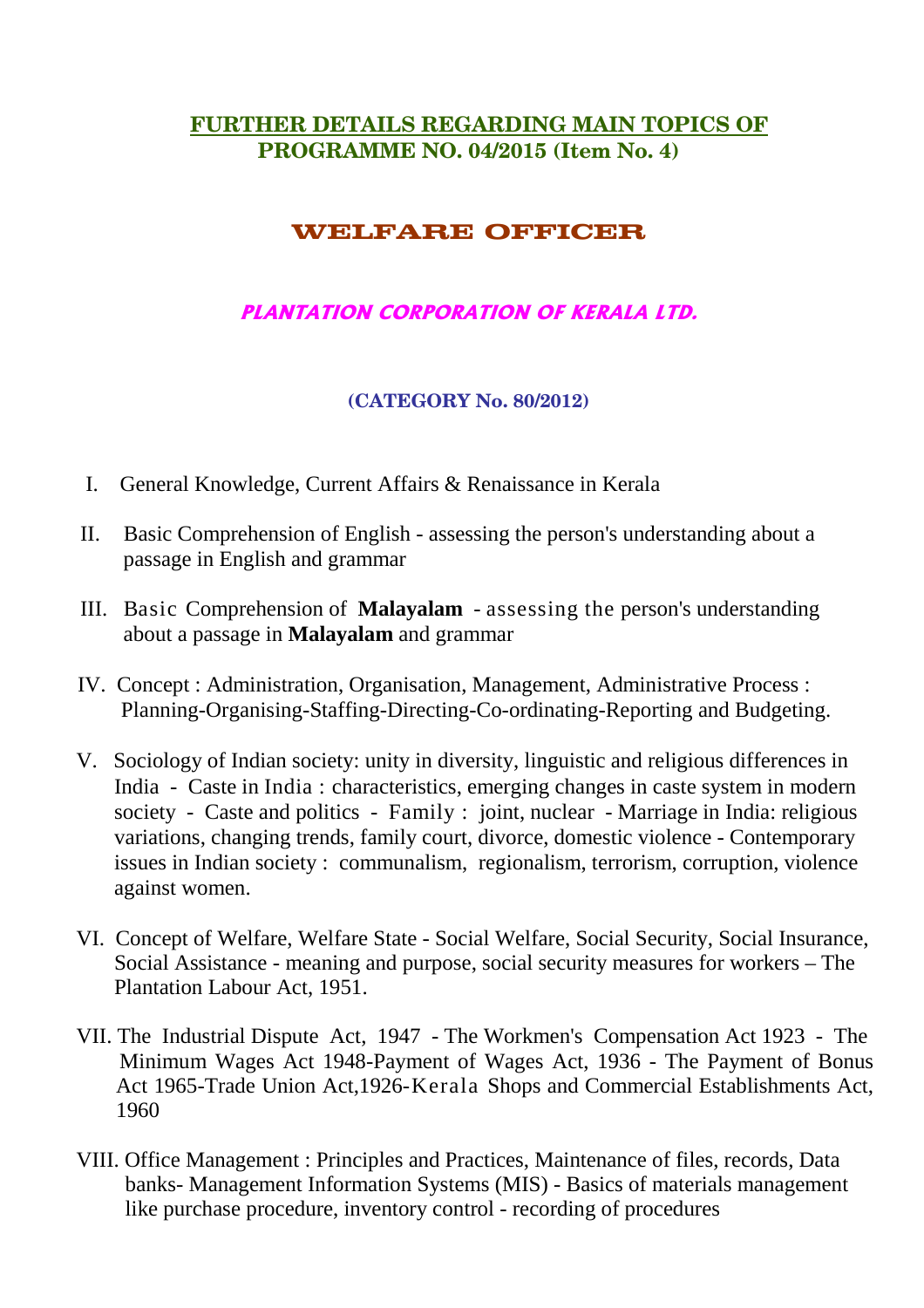## FURTHER DETAILS REGARDING MAIN TOPICS OF PROGRAMME NO. 04/2015 (Item No. 4)

# WELFARE OFFICER

### *PLANTATION CORPORATION OF KERALA LTD.*

**(CATEGORY No. 80/2012)**

I. General Knowledge, Current Affairs & Renaissance in Kerala

II. Basic Comprehension of English - assessing the person's understanding about a passage in English and grammar

III. Basic Comprehension of **Malayalam** - assessing the person's understanding about a passage in **Malayalam** and grammar

IV. Concept : Administration, Organisation, Management, Administrative Process : Planning-Organising-Staffing-Directing-Co-ordinating-Reporting and Budgeting.

V. Sociology of Indian society: unity in diversity, linguistic and religious differences in India - Caste in India : characteristics, emerging changes in caste system in modern society - Caste and politics - Family : joint, nuclear - Marriage in India: religious variations, changing trends, family court, divorce, domestic violence - Contemporary issues in Indian society : communalism, regionalism, terrorism, corruption, violence against women.

VI. Concept of Welfare, Welfare State - Social Welfare, Social Security, Social Insurance, Social Assistance - meaning and purpose, social security measures for workers – The Plantation Labour Act, 1951.

VII. The Industrial Dispute Act, 1947 - The Workmen's Compensation Act 1923 - The Minimum Wages Act 1948-Payment of Wages Act, 1936 - The Payment of Bonus Act 1965-Trade Union Act,1926-Kerala Shops and Commercial Establishments Act, 1960

VIII. Office Management : Principles and Practices, Maintenance of files, records, Data banks- Management Information Systems (MIS) - Basics of materials management like purchase procedure, inventory control - recording of procedures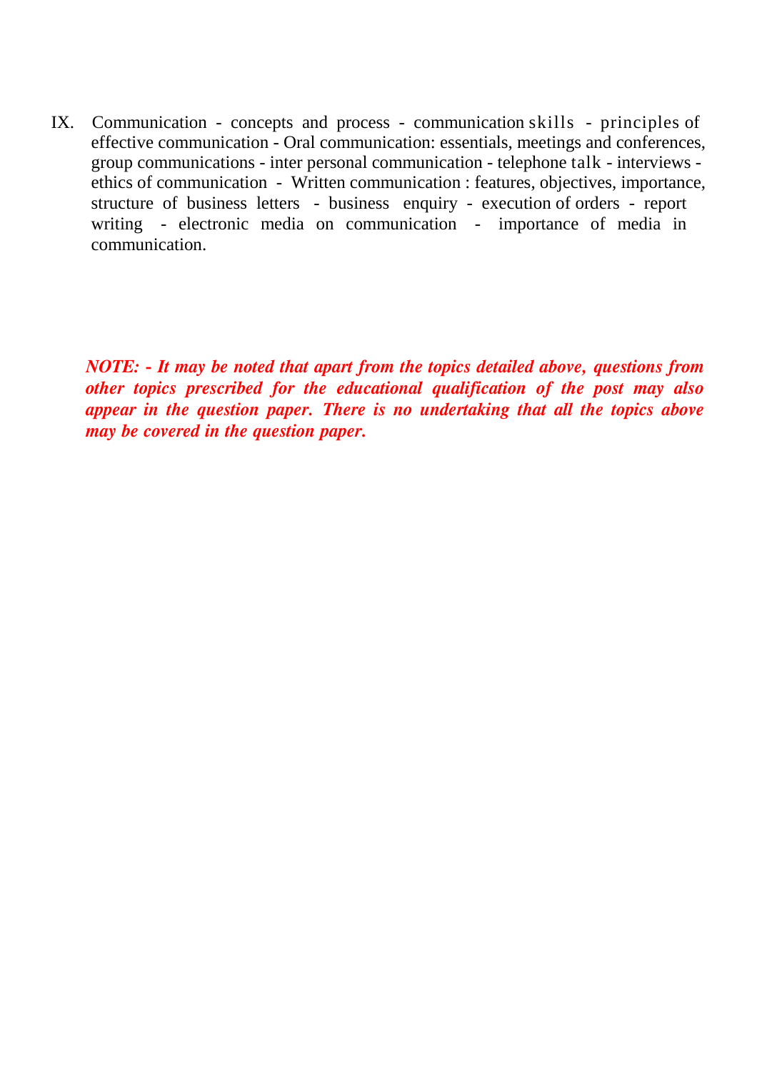IX. Communication - concepts and process - communication skills - principles of effective communication - Oral communication: essentials, meetings and conferences, group communications - inter personal communication - telephone talk - interviews - ethics of communication - Written communication : features, objectives, importance, structure of business letters - business enquiry - execution of orders - report writing - electronic media on communication - importance of media in communication.

***NOTE: - It may be noted that apart from the topics detailed above, questions from other topics prescribed for the educational qualification of the post may also appear in the question paper. There is no undertaking that all the topics above may be covered in the question paper.***